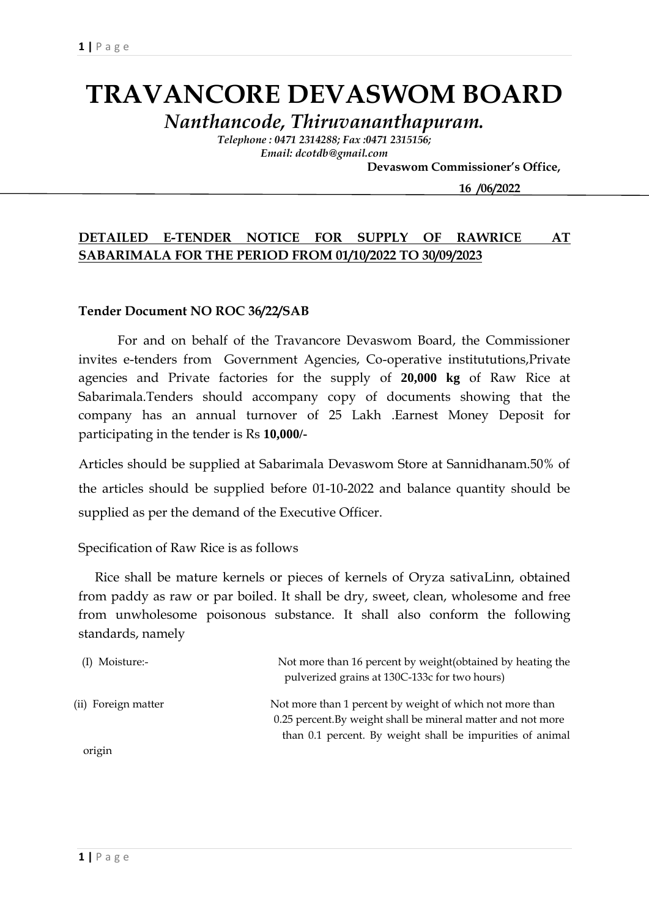# TRAVANCORE DEVASWOM BOARD

*Nanthancode, Thiruvananthapuram.*

*Telephone : 0471 2314288; Fax :0471 2315156;*
*Email: dcotdb@gmail.com*

**Devaswom Commissioner's Office,**

**16 /06/2022**

**DETAILED E-TENDER NOTICE FOR SUPPLY OF RAWRICE AT SABARIMALA FOR THE PERIOD FROM 01/10/2022 TO 30/09/2023**

**Tender Document NO ROC 36/22/SAB**

For and on behalf of the Travancore Devaswom Board, the Commissioner invites e-tenders from Government Agencies, Co-operative institututions,Private agencies and Private factories for the supply of **20,000 kg** of Raw Rice at Sabarimala.Tenders should accompany copy of documents showing that the company has an annual turnover of 25 Lakh .Earnest Money Deposit for participating in the tender is Rs **10,000/-**

Articles should be supplied at Sabarimala Devaswom Store at Sannidhanam.50% of the articles should be supplied before 01-10-2022 and balance quantity should be supplied as per the demand of the Executive Officer.

Specification of Raw Rice is as follows

Rice shall be mature kernels or pieces of kernels of Oryza sativaLinn, obtained from paddy as raw or par boiled. It shall be dry, sweet, clean, wholesome and free from unwholesome poisonous substance. It shall also conform the following standards, namely

| | |
|---|---|
| (I) Moisture:- | Not more than 16 percent by weight(obtained by heating the pulverized grains at 130C-133c for two hours) |
| (ii) Foreign matter | Not more than 1 percent by weight of which not more than 0.25 percent.By weight shall be mineral matter and not more than 0.1 percent. By weight shall be impurities of animal origin |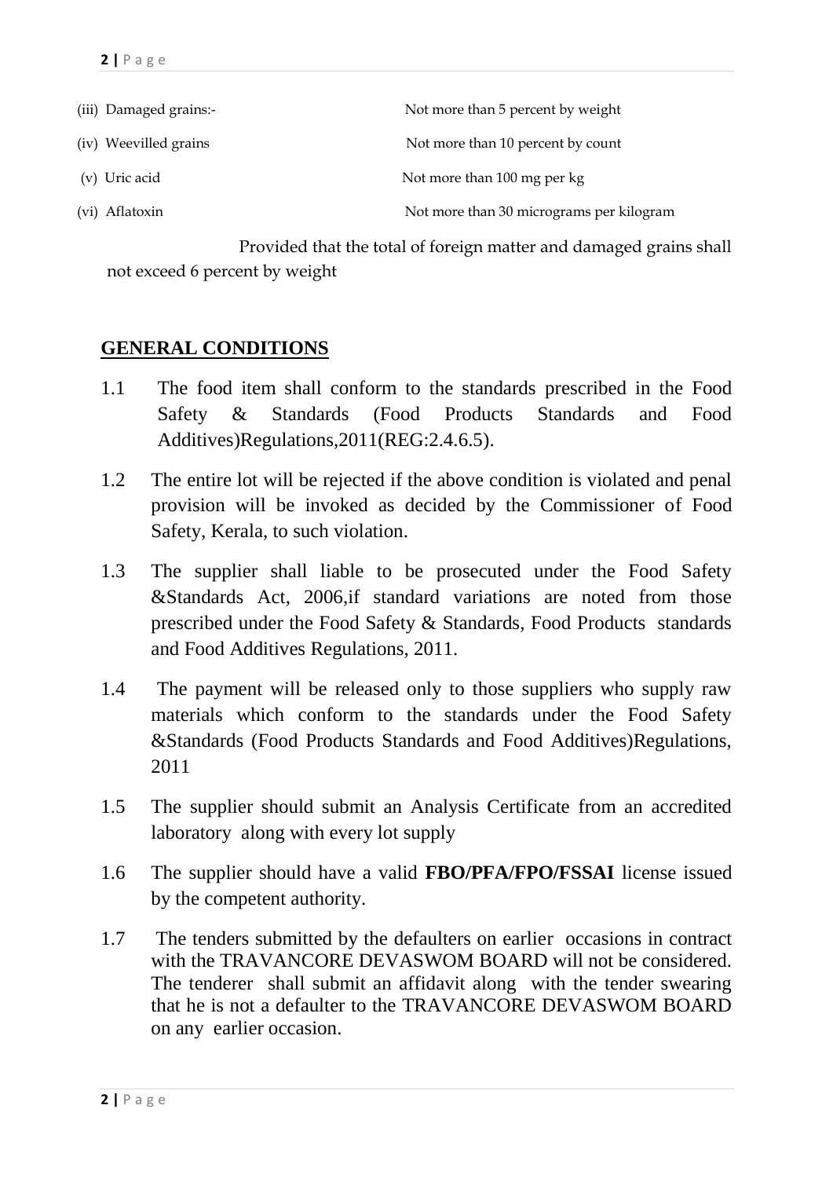| | |
|---|---|
| (iii) Damaged grains:- | Not more than 5 percent by weight |
| (iv) Weevilled grains | Not more than 10 percent by count |
| (v) Uric acid | Not more than 100 mg per kg |
| (vi) Aflatoxin | Not more than 30 micrograms per kilogram |

Provided that the total of foreign matter and damaged grains shall not exceed 6 percent by weight

## GENERAL CONDITIONS

1.1 The food item shall conform to the standards prescribed in the Food Safety & Standards (Food Products Standards and Food Additives)Regulations,2011(REG:2.4.6.5).

1.2 The entire lot will be rejected if the above condition is violated and penal provision will be invoked as decided by the Commissioner of Food Safety, Kerala, to such violation.

1.3 The supplier shall liable to be prosecuted under the Food Safety &Standards Act, 2006,if standard variations are noted from those prescribed under the Food Safety & Standards, Food Products standards and Food Additives Regulations, 2011.

1.4 The payment will be released only to those suppliers who supply raw materials which conform to the standards under the Food Safety &Standards (Food Products Standards and Food Additives)Regulations, 2011

1.5 The supplier should submit an Analysis Certificate from an accredited laboratory along with every lot supply

1.6 The supplier should have a valid **FBO/PFA/FPO/FSSAI** license issued by the competent authority.

1.7 The tenders submitted by the defaulters on earlier occasions in contract with the TRAVANCORE DEVASWOM BOARD will not be considered. The tenderer shall submit an affidavit along with the tender swearing that he is not a defaulter to the TRAVANCORE DEVASWOM BOARD on any earlier occasion.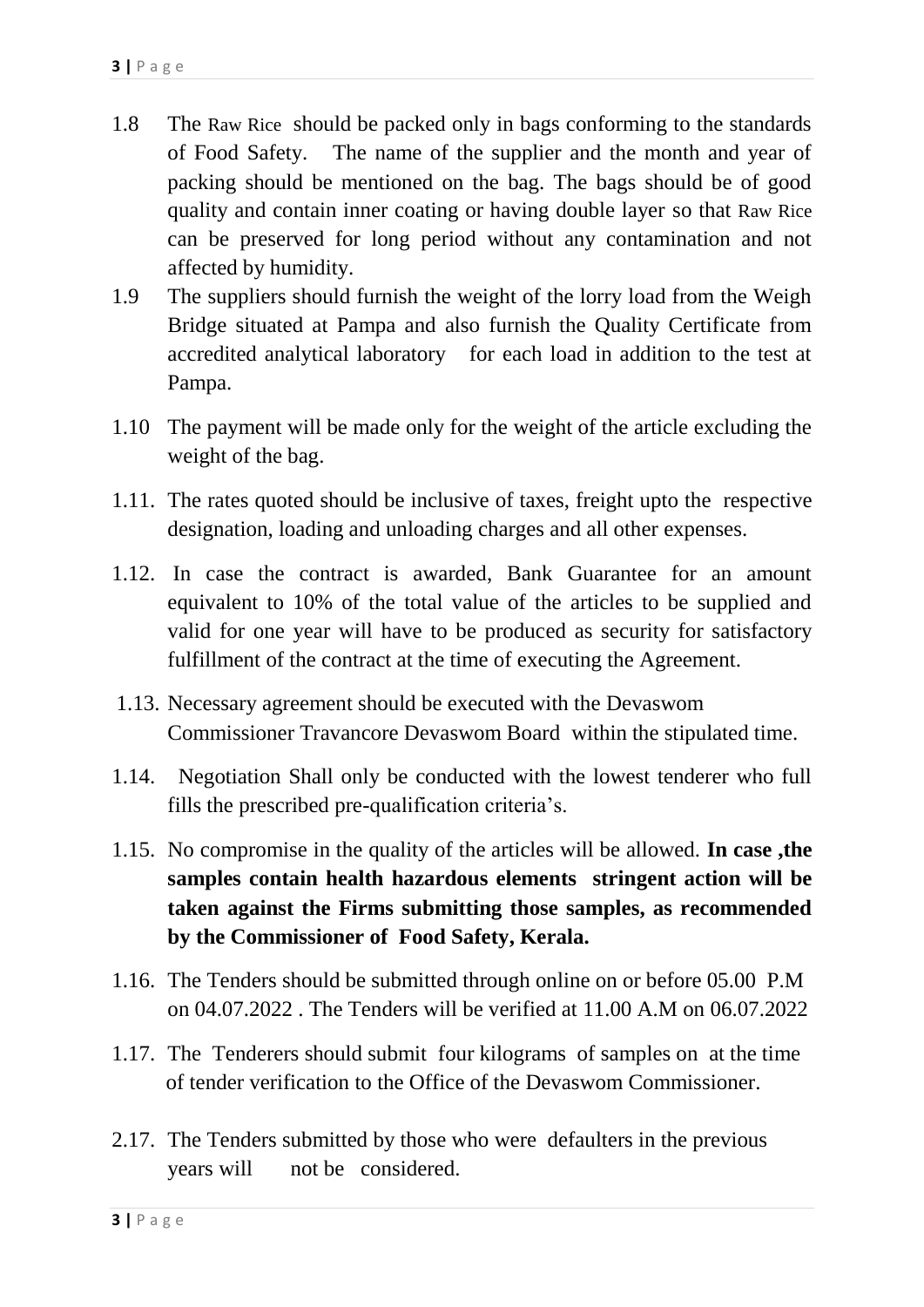1.8 The Raw Rice should be packed only in bags conforming to the standards of Food Safety. The name of the supplier and the month and year of packing should be mentioned on the bag. The bags should be of good quality and contain inner coating or having double layer so that Raw Rice can be preserved for long period without any contamination and not affected by humidity.

1.9 The suppliers should furnish the weight of the lorry load from the Weigh Bridge situated at Pampa and also furnish the Quality Certificate from accredited analytical laboratory for each load in addition to the test at Pampa.

1.10 The payment will be made only for the weight of the article excluding the weight of the bag.

1.11. The rates quoted should be inclusive of taxes, freight upto the respective designation, loading and unloading charges and all other expenses.

1.12. In case the contract is awarded, Bank Guarantee for an amount equivalent to 10% of the total value of the articles to be supplied and valid for one year will have to be produced as security for satisfactory fulfillment of the contract at the time of executing the Agreement.

1.13. Necessary agreement should be executed with the Devaswom Commissioner Travancore Devaswom Board within the stipulated time.

1.14. Negotiation Shall only be conducted with the lowest tenderer who full fills the prescribed pre-qualification criteria's.

1.15. No compromise in the quality of the articles will be allowed. **In case ,the samples contain health hazardous elements stringent action will be taken against the Firms submitting those samples, as recommended by the Commissioner of Food Safety, Kerala.**

1.16. The Tenders should be submitted through online on or before 05.00 P.M on 04.07.2022 . The Tenders will be verified at 11.00 A.M on 06.07.2022

1.17. The Tenderers should submit four kilograms of samples on at the time of tender verification to the Office of the Devaswom Commissioner.

2.17. The Tenders submitted by those who were defaulters in the previous years will not be considered.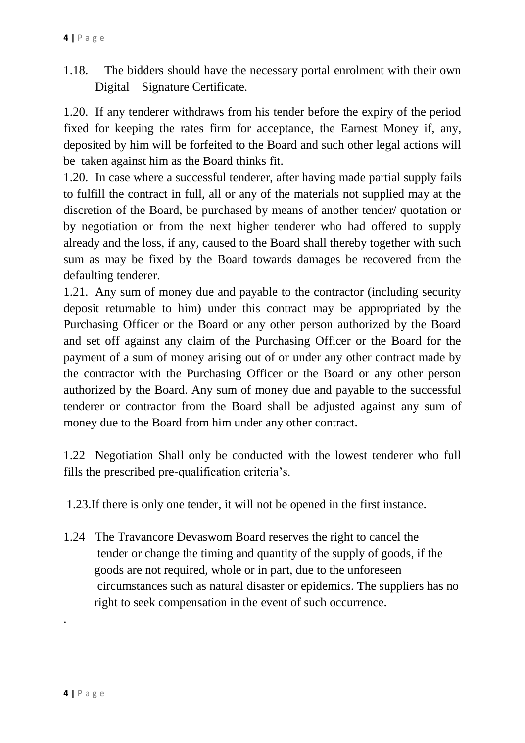1.18. The bidders should have the necessary portal enrolment with their own Digital Signature Certificate.

1.20. If any tenderer withdraws from his tender before the expiry of the period fixed for keeping the rates firm for acceptance, the Earnest Money if, any, deposited by him will be forfeited to the Board and such other legal actions will be taken against him as the Board thinks fit.

1.20. In case where a successful tenderer, after having made partial supply fails to fulfill the contract in full, all or any of the materials not supplied may at the discretion of the Board, be purchased by means of another tender/ quotation or by negotiation or from the next higher tenderer who had offered to supply already and the loss, if any, caused to the Board shall thereby together with such sum as may be fixed by the Board towards damages be recovered from the defaulting tenderer.

1.21. Any sum of money due and payable to the contractor (including security deposit returnable to him) under this contract may be appropriated by the Purchasing Officer or the Board or any other person authorized by the Board and set off against any claim of the Purchasing Officer or the Board for the payment of a sum of money arising out of or under any other contract made by the contractor with the Purchasing Officer or the Board or any other person authorized by the Board. Any sum of money due and payable to the successful tenderer or contractor from the Board shall be adjusted against any sum of money due to the Board from him under any other contract.

1.22 Negotiation Shall only be conducted with the lowest tenderer who full fills the prescribed pre-qualification criteria's.

1.23.If there is only one tender, it will not be opened in the first instance.

1.24 The Travancore Devaswom Board reserves the right to cancel the tender or change the timing and quantity of the supply of goods, if the goods are not required, whole or in part, due to the unforeseen circumstances such as natural disaster or epidemics. The suppliers has no right to seek compensation in the event of such occurrence.

.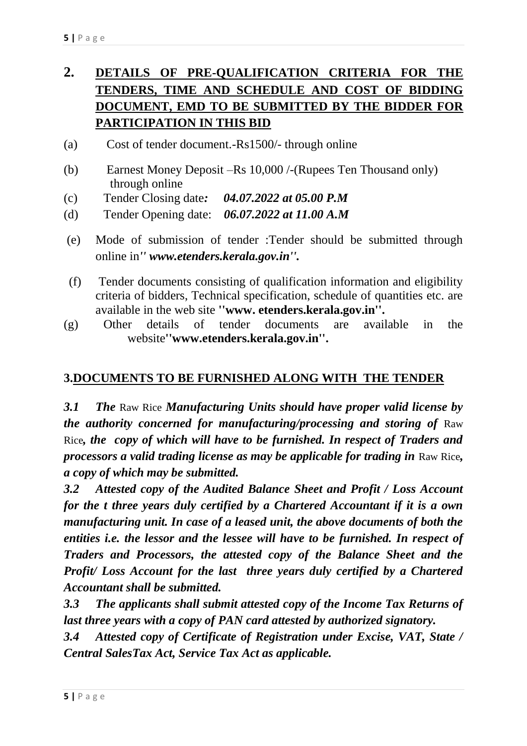## 2. DETAILS OF PRE-QUALIFICATION CRITERIA FOR THE TENDERS, TIME AND SCHEDULE AND COST OF BIDDING DOCUMENT, EMD TO BE SUBMITTED BY THE BIDDER FOR PARTICIPATION IN THIS BID

(a) Cost of tender document.-Rs1500/- through online

(b) Earnest Money Deposit –Rs 10,000 /-(Rupees Ten Thousand only) through online

(c) Tender Closing date*:* ***04.07.2022 at 05.00 P.M***

(d) Tender Opening date: ***06.07.2022 at 11.00 A.M***

(e) Mode of submission of tender :Tender should be submitted through online in*'' www.etenders.kerala.gov.in''.*

(f) Tender documents consisting of qualification information and eligibility criteria of bidders, Technical specification, schedule of quantities etc. are available in the web site **''www. etenders.kerala.gov.in''.**

(g) Other details of tender documents are available in the website**''www.etenders.kerala.gov.in''.**

## 3.DOCUMENTS TO BE FURNISHED ALONG WITH THE TENDER

***3.1 The*** Raw Rice ***Manufacturing Units should have proper valid license by the authority concerned for manufacturing/processing and storing of*** Raw Rice***, the copy of which will have to be furnished. In respect of Traders and processors a valid trading license as may be applicable for trading in*** Raw Rice***, a copy of which may be submitted.***

***3.2 Attested copy of the Audited Balance Sheet and Profit / Loss Account for the t three years duly certified by a Chartered Accountant if it is a own manufacturing unit. In case of a leased unit, the above documents of both the entities i.e. the lessor and the lessee will have to be furnished. In respect of Traders and Processors, the attested copy of the Balance Sheet and the Profit/ Loss Account for the last three years duly certified by a Chartered Accountant shall be submitted.***

***3.3 The applicants shall submit attested copy of the Income Tax Returns of last three years with a copy of PAN card attested by authorized signatory.***

***3.4 Attested copy of Certificate of Registration under Excise, VAT, State / Central SalesTax Act, Service Tax Act as applicable.***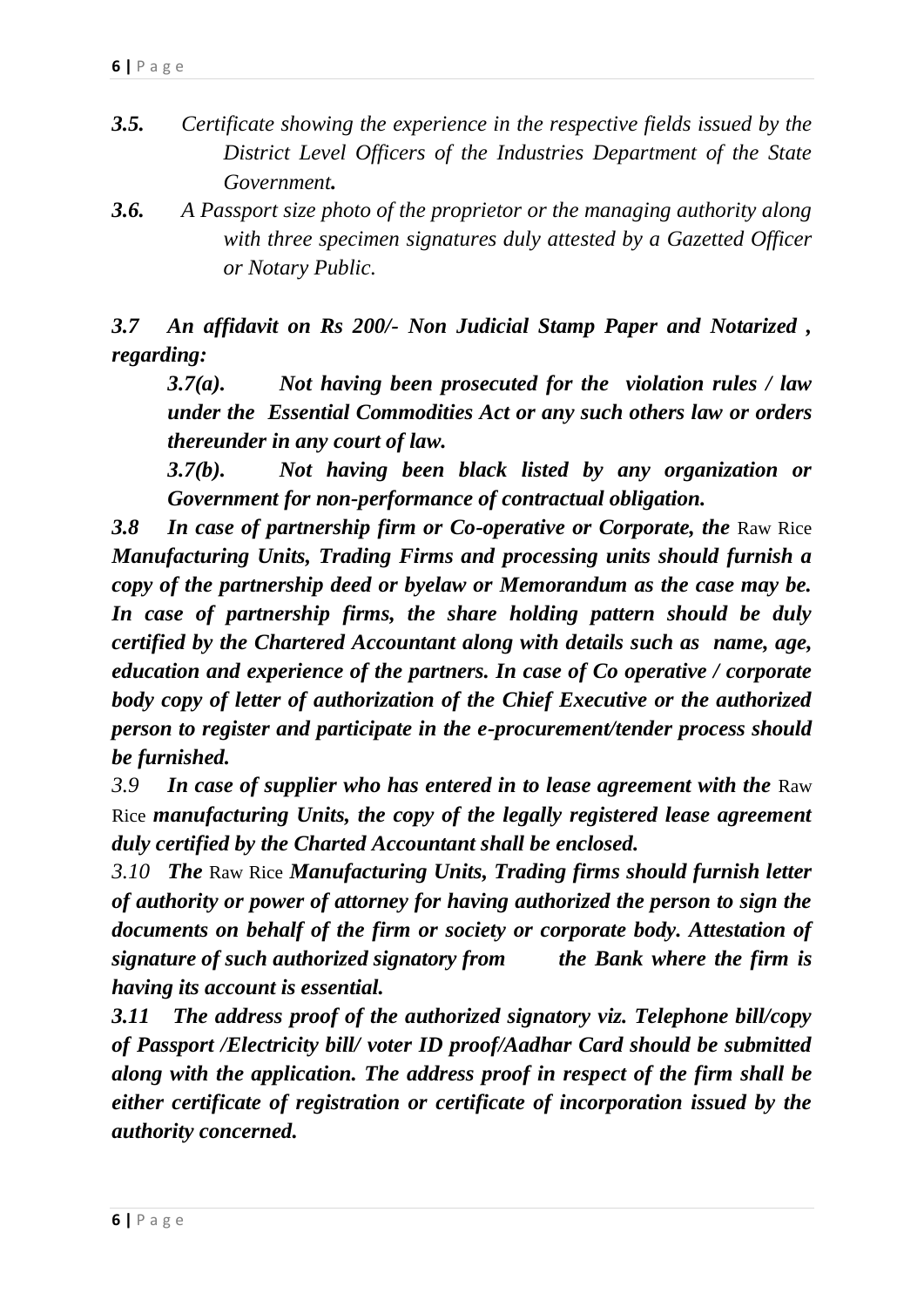***3.5.*** *Certificate showing the experience in the respective fields issued by the District Level Officers of the Industries Department of the State Government****.***

***3.6.*** *A Passport size photo of the proprietor or the managing authority along with three specimen signatures duly attested by a Gazetted Officer or Notary Public.*

***3.7 An affidavit on Rs 200/- Non Judicial Stamp Paper and Notarized , regarding:***

***3.7(a). Not having been prosecuted for the violation rules / law under the Essential Commodities Act or any such others law or orders thereunder in any court of law.***

***3.7(b). Not having been black listed by any organization or Government for non-performance of contractual obligation.***

***3.8 In case of partnership firm or Co-operative or Corporate, the*** Raw Rice ***Manufacturing Units, Trading Firms and processing units should furnish a copy of the partnership deed or byelaw or Memorandum as the case may be. In case of partnership firms, the share holding pattern should be duly certified by the Chartered Accountant along with details such as name, age, education and experience of the partners. In case of Co operative / corporate body copy of letter of authorization of the Chief Executive or the authorized person to register and participate in the e-procurement/tender process should be furnished.***

*3.9* ***In case of supplier who has entered in to lease agreement with the*** Raw Rice ***manufacturing Units, the copy of the legally registered lease agreement duly certified by the Charted Accountant shall be enclosed.***

*3.10* ***The*** Raw Rice ***Manufacturing Units, Trading firms should furnish letter of authority or power of attorney for having authorized the person to sign the documents on behalf of the firm or society or corporate body. Attestation of signature of such authorized signatory from the Bank where the firm is having its account is essential.***

***3.11 The address proof of the authorized signatory viz. Telephone bill/copy of Passport /Electricity bill/ voter ID proof/Aadhar Card should be submitted along with the application. The address proof in respect of the firm shall be either certificate of registration or certificate of incorporation issued by the authority concerned.***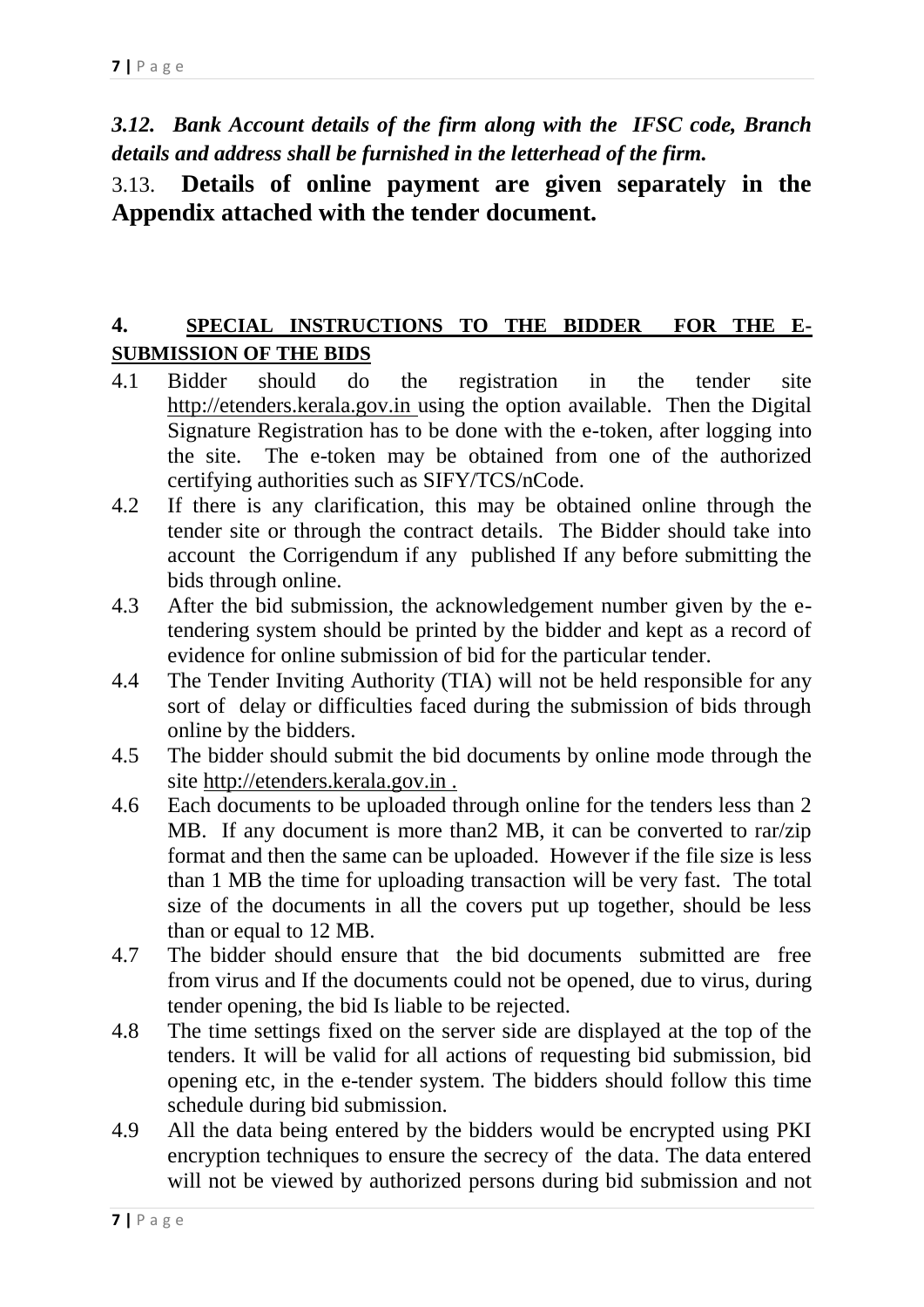***3.12. Bank Account details of the firm along with the IFSC code, Branch details and address shall be furnished in the letterhead of the firm.***

3.13. **Details of online payment are given separately in the Appendix attached with the tender document.**

## 4. SPECIAL INSTRUCTIONS TO THE BIDDER FOR THE E-SUBMISSION OF THE BIDS

4.1 Bidder should do the registration in the tender site http://etenders.kerala.gov.in using the option available. Then the Digital Signature Registration has to be done with the e-token, after logging into the site. The e-token may be obtained from one of the authorized certifying authorities such as SIFY/TCS/nCode.

4.2 If there is any clarification, this may be obtained online through the tender site or through the contract details. The Bidder should take into account the Corrigendum if any published If any before submitting the bids through online.

4.3 After the bid submission, the acknowledgement number given by the e-tendering system should be printed by the bidder and kept as a record of evidence for online submission of bid for the particular tender.

4.4 The Tender Inviting Authority (TIA) will not be held responsible for any sort of delay or difficulties faced during the submission of bids through online by the bidders.

4.5 The bidder should submit the bid documents by online mode through the site http://etenders.kerala.gov.in .

4.6 Each documents to be uploaded through online for the tenders less than 2 MB. If any document is more than2 MB, it can be converted to rar/zip format and then the same can be uploaded. However if the file size is less than 1 MB the time for uploading transaction will be very fast. The total size of the documents in all the covers put up together, should be less than or equal to 12 MB.

4.7 The bidder should ensure that the bid documents submitted are free from virus and If the documents could not be opened, due to virus, during tender opening, the bid Is liable to be rejected.

4.8 The time settings fixed on the server side are displayed at the top of the tenders. It will be valid for all actions of requesting bid submission, bid opening etc, in the e-tender system. The bidders should follow this time schedule during bid submission.

4.9 All the data being entered by the bidders would be encrypted using PKI encryption techniques to ensure the secrecy of the data. The data entered will not be viewed by authorized persons during bid submission and not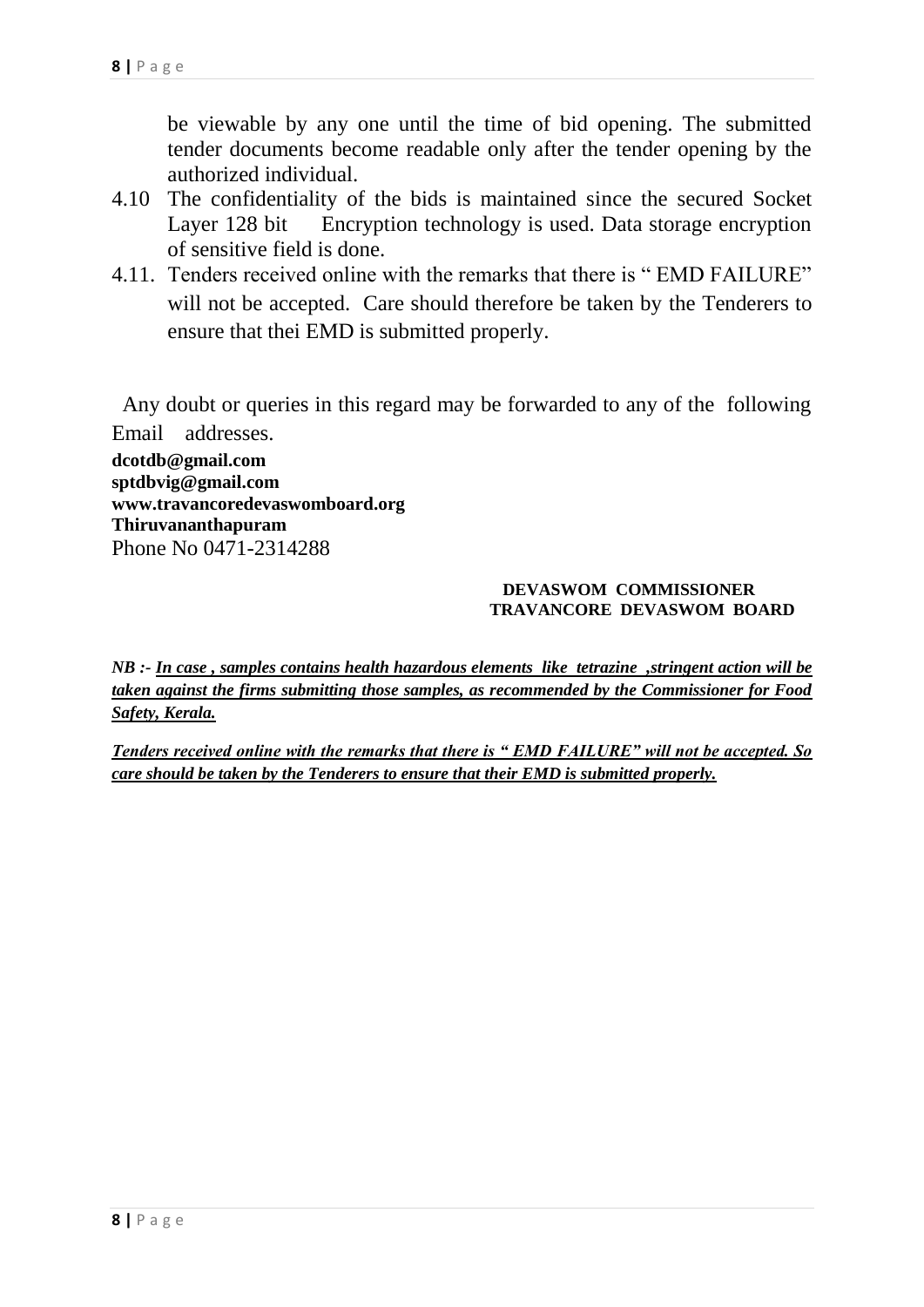be viewable by any one until the time of bid opening. The submitted tender documents become readable only after the tender opening by the authorized individual.

4.10 The confidentiality of the bids is maintained since the secured Socket Layer 128 bit Encryption technology is used. Data storage encryption of sensitive field is done.

4.11. Tenders received online with the remarks that there is " EMD FAILURE" will not be accepted. Care should therefore be taken by the Tenderers to ensure that thei EMD is submitted properly.

Any doubt or queries in this regard may be forwarded to any of the following Email addresses.

**dcotdb@gmail.com**
**sptdbvig@gmail.com**
**www.travancoredevaswomboard.org**
**Thiruvananthapuram**
Phone No 0471-2314288

**DEVASWOM COMMISSIONER**
**TRAVANCORE DEVASWOM BOARD**

***NB :-*** ***In case , samples contains health hazardous elements like tetrazine ,stringent action will be taken against the firms submitting those samples, as recommended by the Commissioner for Food Safety, Kerala.***

***Tenders received online with the remarks that there is " EMD FAILURE" will not be accepted. So care should be taken by the Tenderers to ensure that their EMD is submitted properly.***